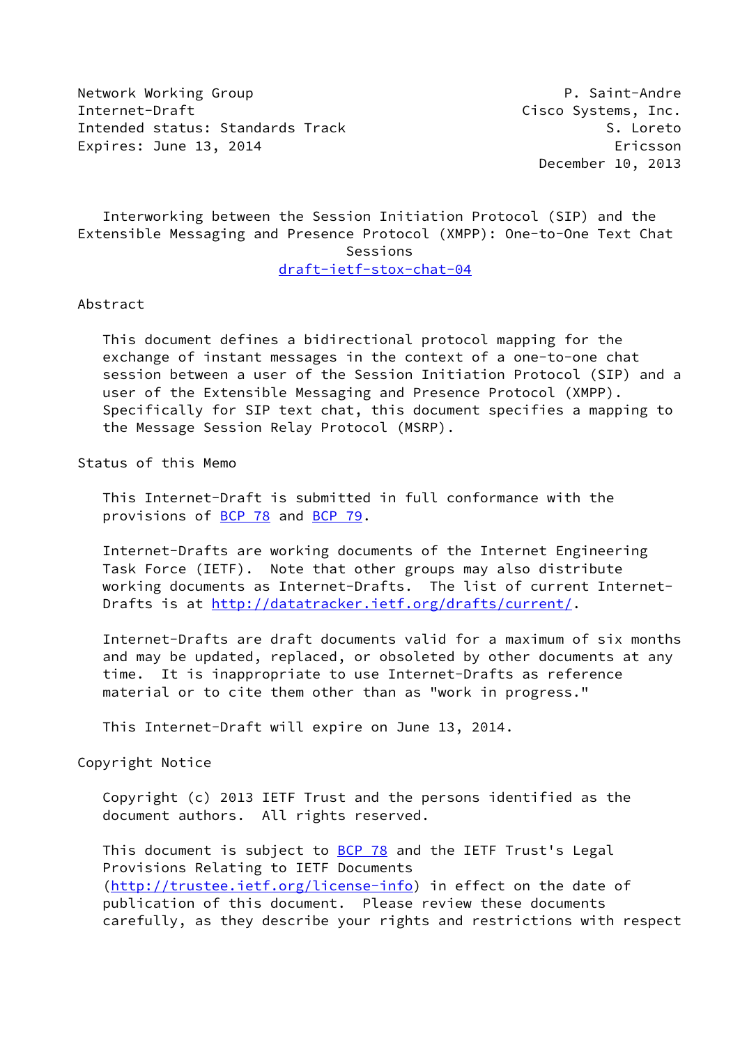Network Working Group P. Saint-Andre
Internet-Draft Cisco Systems, Inc.
Intended status: Standards Track S. Loreto
Expires: June 13, 2014 Ericsson
December 10, 2013

# Interworking between the Session Initiation Protocol (SIP) and the Extensible Messaging and Presence Protocol (XMPP): One-to-One Text Chat Sessions

draft-ietf-stox-chat-04

## Abstract

This document defines a bidirectional protocol mapping for the exchange of instant messages in the context of a one-to-one chat session between a user of the Session Initiation Protocol (SIP) and a user of the Extensible Messaging and Presence Protocol (XMPP). Specifically for SIP text chat, this document specifies a mapping to the Message Session Relay Protocol (MSRP).

## Status of this Memo

This Internet-Draft is submitted in full conformance with the provisions of BCP 78 and BCP 79.

Internet-Drafts are working documents of the Internet Engineering Task Force (IETF). Note that other groups may also distribute working documents as Internet-Drafts. The list of current Internet-Drafts is at http://datatracker.ietf.org/drafts/current/.

Internet-Drafts are draft documents valid for a maximum of six months and may be updated, replaced, or obsoleted by other documents at any time. It is inappropriate to use Internet-Drafts as reference material or to cite them other than as "work in progress."

This Internet-Draft will expire on June 13, 2014.

## Copyright Notice

Copyright (c) 2013 IETF Trust and the persons identified as the document authors. All rights reserved.

This document is subject to BCP 78 and the IETF Trust's Legal Provisions Relating to IETF Documents (http://trustee.ietf.org/license-info) in effect on the date of publication of this document. Please review these documents carefully, as they describe your rights and restrictions with respect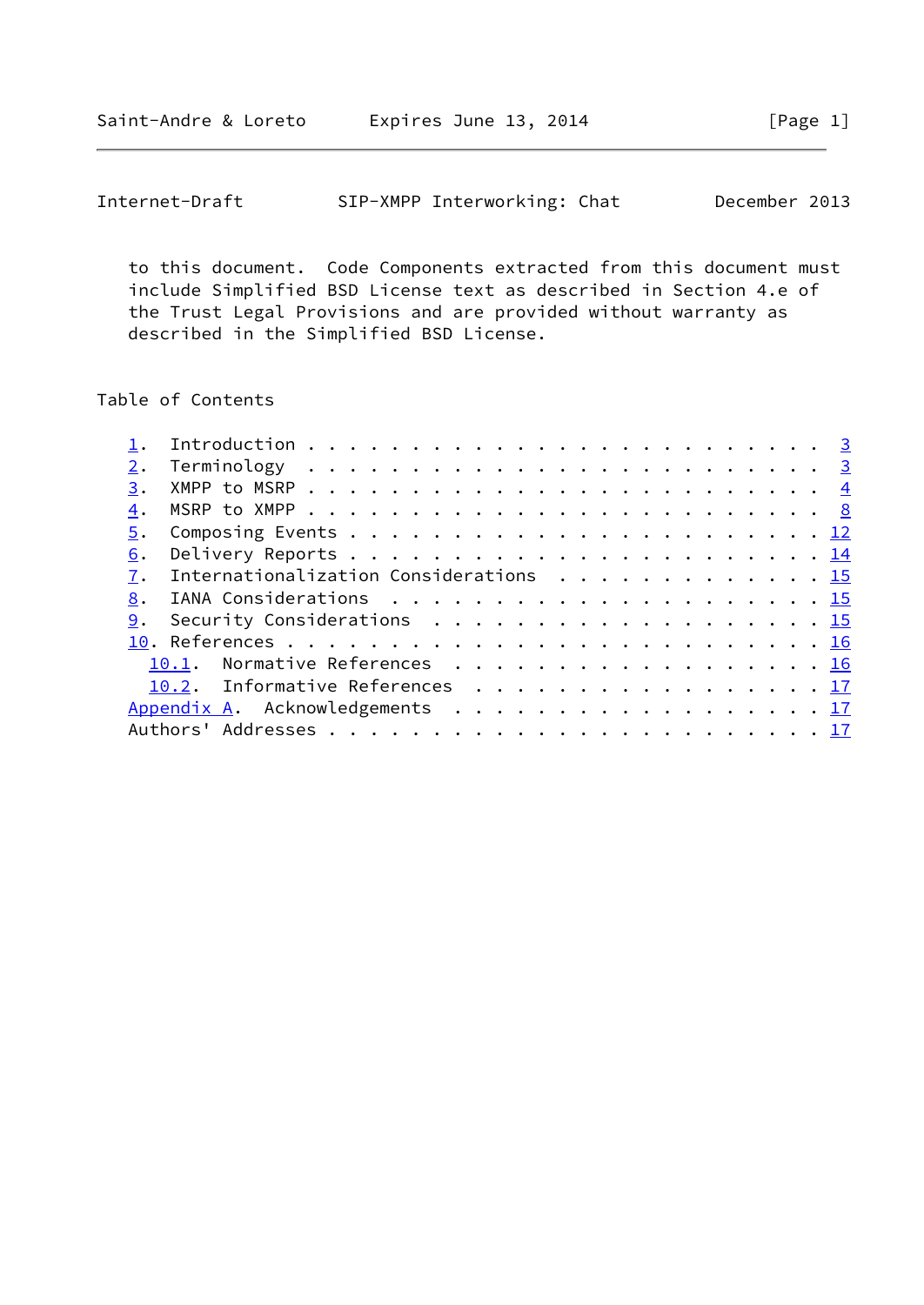to this document. Code Components extracted from this document must include Simplified BSD License text as described in Section 4.e of the Trust Legal Provisions and are provided without warranty as described in the Simplified BSD License.

## Table of Contents

1. Introduction . . . . . . . . . . . . . . . . . . . . . . . . 3
2. Terminology . . . . . . . . . . . . . . . . . . . . . . . . 3
3. XMPP to MSRP . . . . . . . . . . . . . . . . . . . . . . . . 4
4. MSRP to XMPP . . . . . . . . . . . . . . . . . . . . . . . . 8
5. Composing Events . . . . . . . . . . . . . . . . . . . . . . 12
6. Delivery Reports . . . . . . . . . . . . . . . . . . . . . . 14
7. Internationalization Considerations . . . . . . . . . . . . . 15
8. IANA Considerations . . . . . . . . . . . . . . . . . . . . . 15
9. Security Considerations . . . . . . . . . . . . . . . . . . . 15
10. References . . . . . . . . . . . . . . . . . . . . . . . . . 16
   10.1. Normative References . . . . . . . . . . . . . . . . . . 16
   10.2. Informative References . . . . . . . . . . . . . . . . . 17
Appendix A. Acknowledgements . . . . . . . . . . . . . . . . . . 17
Authors' Addresses . . . . . . . . . . . . . . . . . . . . . . . . 17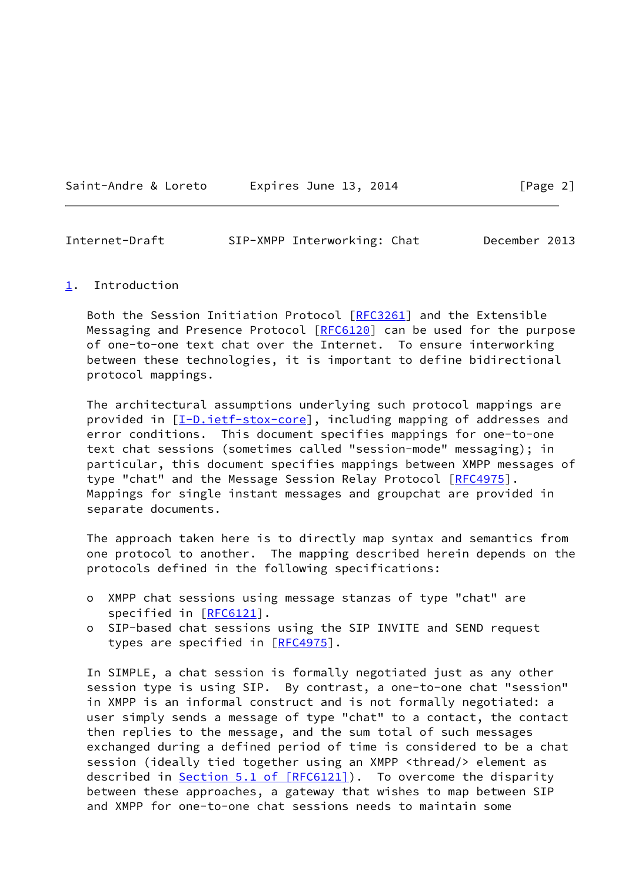# 1. Introduction

Both the Session Initiation Protocol [RFC3261] and the Extensible Messaging and Presence Protocol [RFC6120] can be used for the purpose of one-to-one text chat over the Internet. To ensure interworking between these technologies, it is important to define bidirectional protocol mappings.

The architectural assumptions underlying such protocol mappings are provided in [I-D.ietf-stox-core], including mapping of addresses and error conditions. This document specifies mappings for one-to-one text chat sessions (sometimes called "session-mode" messaging); in particular, this document specifies mappings between XMPP messages of type "chat" and the Message Session Relay Protocol [RFC4975]. Mappings for single instant messages and groupchat are provided in separate documents.

The approach taken here is to directly map syntax and semantics from one protocol to another. The mapping described herein depends on the protocols defined in the following specifications:

- XMPP chat sessions using message stanzas of type "chat" are specified in [RFC6121].
- SIP-based chat sessions using the SIP INVITE and SEND request types are specified in [RFC4975].

In SIMPLE, a chat session is formally negotiated just as any other session type is using SIP. By contrast, a one-to-one chat "session" in XMPP is an informal construct and is not formally negotiated: a user simply sends a message of type "chat" to a contact, the contact then replies to the message, and the sum total of such messages exchanged during a defined period of time is considered to be a chat session (ideally tied together using an XMPP <thread/> element as described in Section 5.1 of [RFC6121]). To overcome the disparity between these approaches, a gateway that wishes to map between SIP and XMPP for one-to-one chat sessions needs to maintain some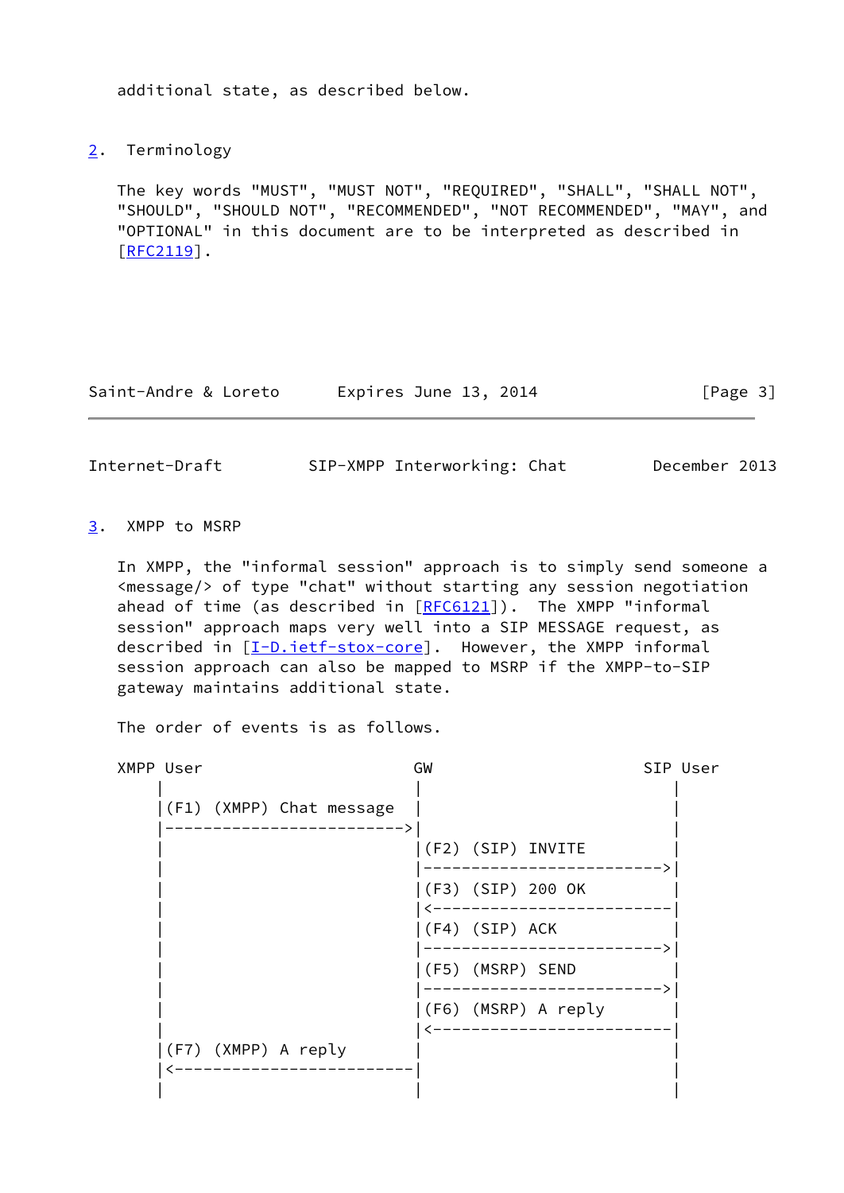additional state, as described below.

## 2. Terminology

The key words "MUST", "MUST NOT", "REQUIRED", "SHALL", "SHALL NOT", "SHOULD", "SHOULD NOT", "RECOMMENDED", "NOT RECOMMENDED", "MAY", and "OPTIONAL" in this document are to be interpreted as described in [RFC2119].

## 3. XMPP to MSRP

In XMPP, the "informal session" approach is to simply send someone a <message/> of type "chat" without starting any session negotiation ahead of time (as described in [RFC6121]). The XMPP "informal session" approach maps very well into a SIP MESSAGE request, as described in [I-D.ietf-stox-core]. However, the XMPP informal session approach can also be mapped to MSRP if the XMPP-to-SIP gateway maintains additional state.

The order of events is as follows.

```
XMPP User                          GW                      SIP User
    |                              |                           |
    |(F1) (XMPP) Chat message      |                           |
    |----------------------------->|                           |
    |                              |(F2) (SIP) INVITE          |
    |                              |-------------------------->|
    |                              |(F3) (SIP) 200 OK          |
    |                              |<--------------------------|
    |                              |(F4) (SIP) ACK             |
    |                              |-------------------------->|
    |                              |(F5) (MSRP) SEND           |
    |                              |-------------------------->|
    |                              |(F6) (MSRP) A reply        |
    |                              |<--------------------------|
    |(F7) (XMPP) A reply           |                           |
    |<-----------------------------|                           |
    |                              |                           |
```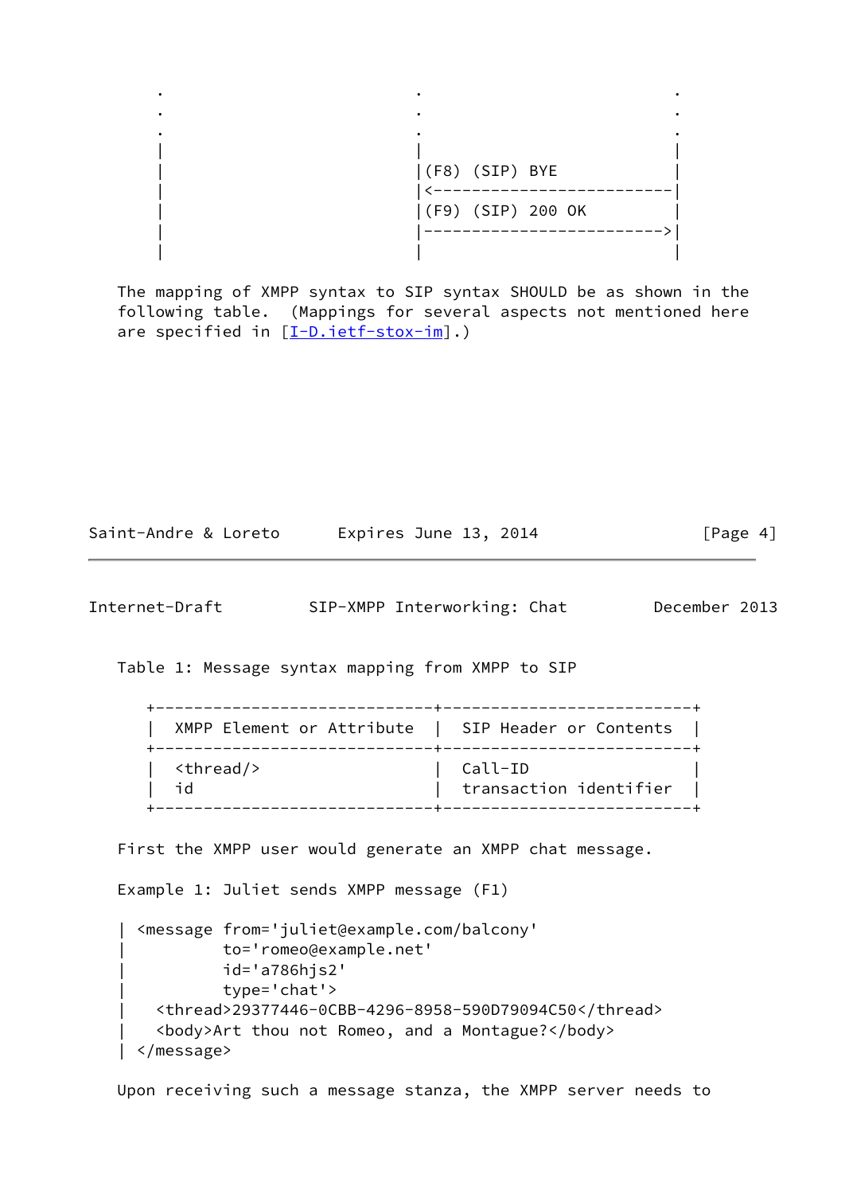```
      .                           .                          .
      .                           .                          .
      .                           .                          .
      |                           |                          |
      |                           |(F8) (SIP) BYE            |
      |                           |<-------------------------|
      |                           |(F9) (SIP) 200 OK         |
      |                           |------------------------->|
      |                           |                          |
```

The mapping of XMPP syntax to SIP syntax SHOULD be as shown in the following table. (Mappings for several aspects not mentioned here are specified in [I-D.ietf-stox-im].)

Table 1: Message syntax mapping from XMPP to SIP

| XMPP Element or Attribute | SIP Header or Contents |
|---|---|
| <thread/> | Call-ID |
| id | transaction identifier |

First the XMPP user would generate an XMPP chat message.

Example 1: Juliet sends XMPP message (F1)

```
| <message from='juliet@example.com/balcony'
|          to='romeo@example.net'
|          id='a786hjs2'
|          type='chat'>
|   <thread>29377446-0CBB-4296-8958-590D79094C50</thread>
|   <body>Art thou not Romeo, and a Montague?</body>
| </message>
```

Upon receiving such a message stanza, the XMPP server needs to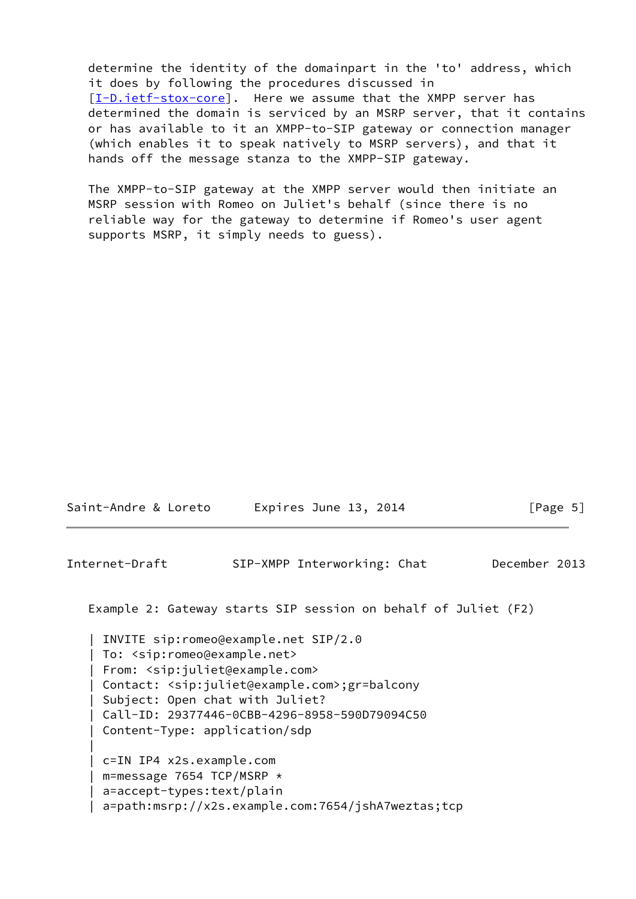determine the identity of the domainpart in the 'to' address, which it does by following the procedures discussed in [I-D.ietf-stox-core]. Here we assume that the XMPP server has determined the domain is serviced by an MSRP server, that it contains or has available to it an XMPP-to-SIP gateway or connection manager (which enables it to speak natively to MSRP servers), and that it hands off the message stanza to the XMPP-SIP gateway.

The XMPP-to-SIP gateway at the XMPP server would then initiate an MSRP session with Romeo on Juliet's behalf (since there is no reliable way for the gateway to determine if Romeo's user agent supports MSRP, it simply needs to guess).

Example 2: Gateway starts SIP session on behalf of Juliet (F2)

```
| INVITE sip:romeo@example.net SIP/2.0
| To: <sip:romeo@example.net>
| From: <sip:juliet@example.com>
| Contact: <sip:juliet@example.com>;gr=balcony
| Subject: Open chat with Juliet?
| Call-ID: 29377446-0CBB-4296-8958-590D79094C50
| Content-Type: application/sdp
|
| c=IN IP4 x2s.example.com
| m=message 7654 TCP/MSRP *
| a=accept-types:text/plain
| a=path:msrp://x2s.example.com:7654/jshA7weztas;tcp
```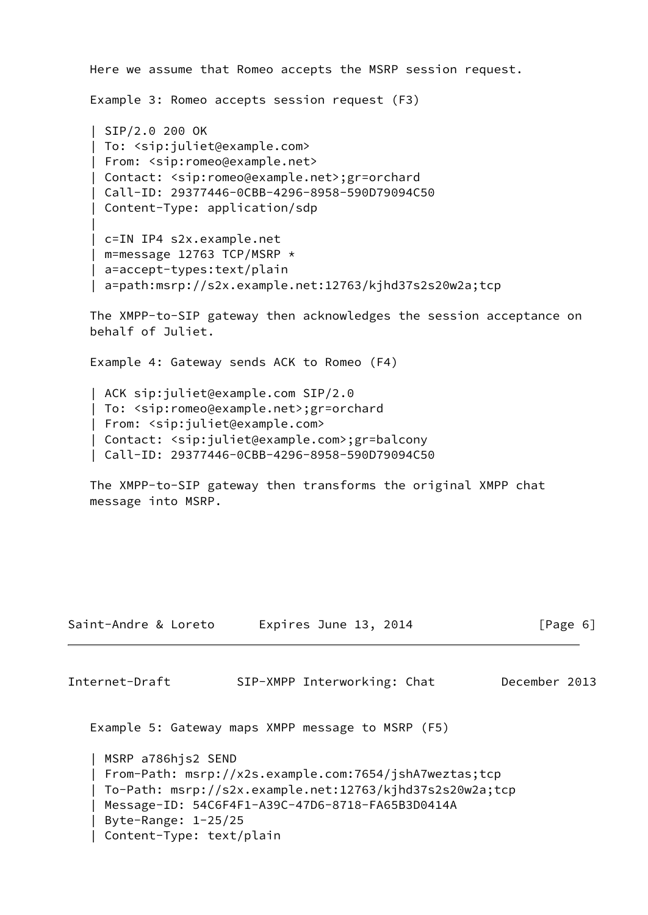Here we assume that Romeo accepts the MSRP session request.

Example 3: Romeo accepts session request (F3)

```
| SIP/2.0 200 OK
| To: <sip:juliet@example.com>
| From: <sip:romeo@example.net>
| Contact: <sip:romeo@example.net>;gr=orchard
| Call-ID: 29377446-0CBB-4296-8958-590D79094C50
| Content-Type: application/sdp
|
| c=IN IP4 s2x.example.net
| m=message 12763 TCP/MSRP *
| a=accept-types:text/plain
| a=path:msrp://s2x.example.net:12763/kjhd37s2s20w2a;tcp
```

The XMPP-to-SIP gateway then acknowledges the session acceptance on behalf of Juliet.

Example 4: Gateway sends ACK to Romeo (F4)

```
| ACK sip:juliet@example.com SIP/2.0
| To: <sip:romeo@example.net>;gr=orchard
| From: <sip:juliet@example.com>
| Contact: <sip:juliet@example.com>;gr=balcony
| Call-ID: 29377446-0CBB-4296-8958-590D79094C50
```

The XMPP-to-SIP gateway then transforms the original XMPP chat message into MSRP.

Example 5: Gateway maps XMPP message to MSRP (F5)

```
| MSRP a786hjs2 SEND
| From-Path: msrp://x2s.example.com:7654/jshA7weztas;tcp
| To-Path: msrp://s2x.example.net:12763/kjhd37s2s20w2a;tcp
| Message-ID: 54C6F4F1-A39C-47D6-8718-FA65B3D0414A
| Byte-Range: 1-25/25
| Content-Type: text/plain
```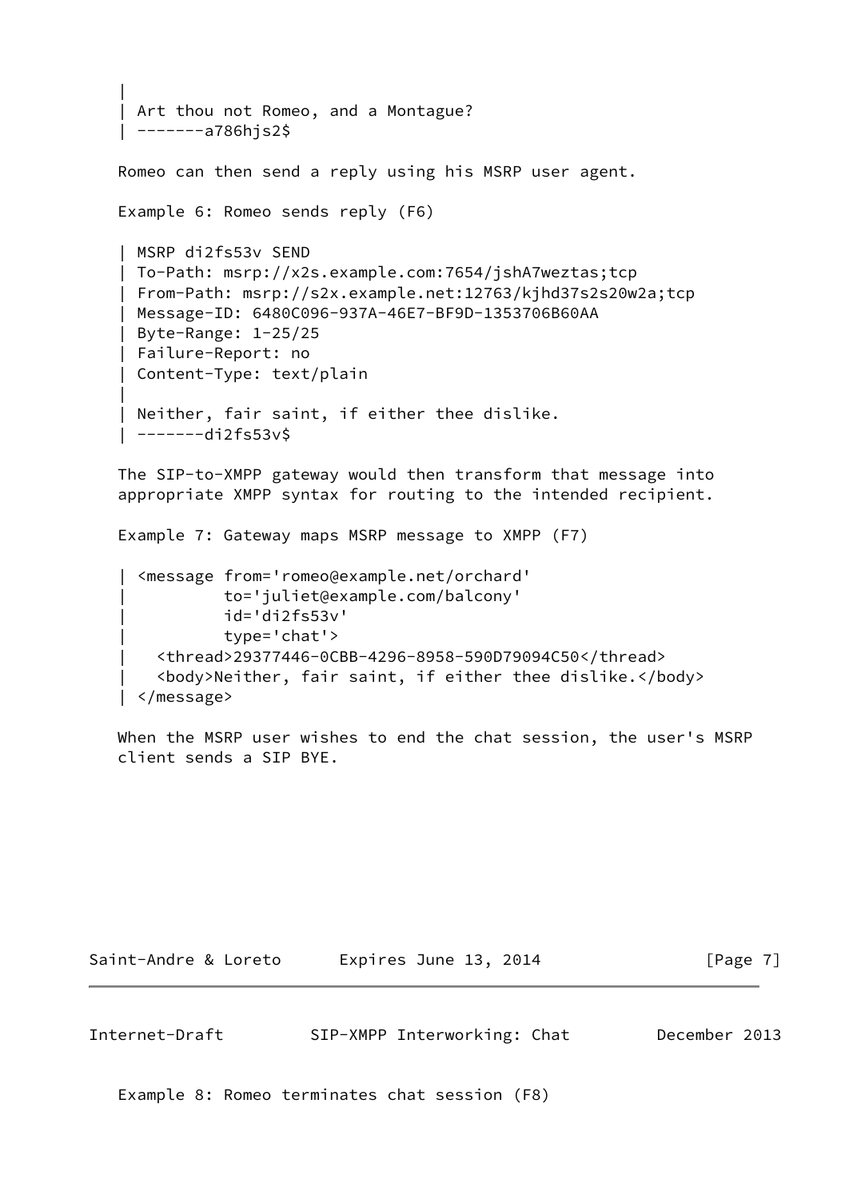```
|
| Art thou not Romeo, and a Montague?
| -------a786hjs2$
```

Romeo can then send a reply using his MSRP user agent.

Example 6: Romeo sends reply (F6)

```
| MSRP di2fs53v SEND
| To-Path: msrp://x2s.example.com:7654/jshA7weztas;tcp
| From-Path: msrp://s2x.example.net:12763/kjhd37s2s20w2a;tcp
| Message-ID: 6480C096-937A-46E7-BF9D-1353706B60AA
| Byte-Range: 1-25/25
| Failure-Report: no
| Content-Type: text/plain
|
| Neither, fair saint, if either thee dislike.
| -------di2fs53v$
```

The SIP-to-XMPP gateway would then transform that message into appropriate XMPP syntax for routing to the intended recipient.

Example 7: Gateway maps MSRP message to XMPP (F7)

```
| <message from='romeo@example.net/orchard'
|          to='juliet@example.com/balcony'
|          id='di2fs53v'
|          type='chat'>
|   <thread>29377446-0CBB-4296-8958-590D79094C50</thread>
|   <body>Neither, fair saint, if either thee dislike.</body>
| </message>
```

When the MSRP user wishes to end the chat session, the user's MSRP client sends a SIP BYE.

Example 8: Romeo terminates chat session (F8)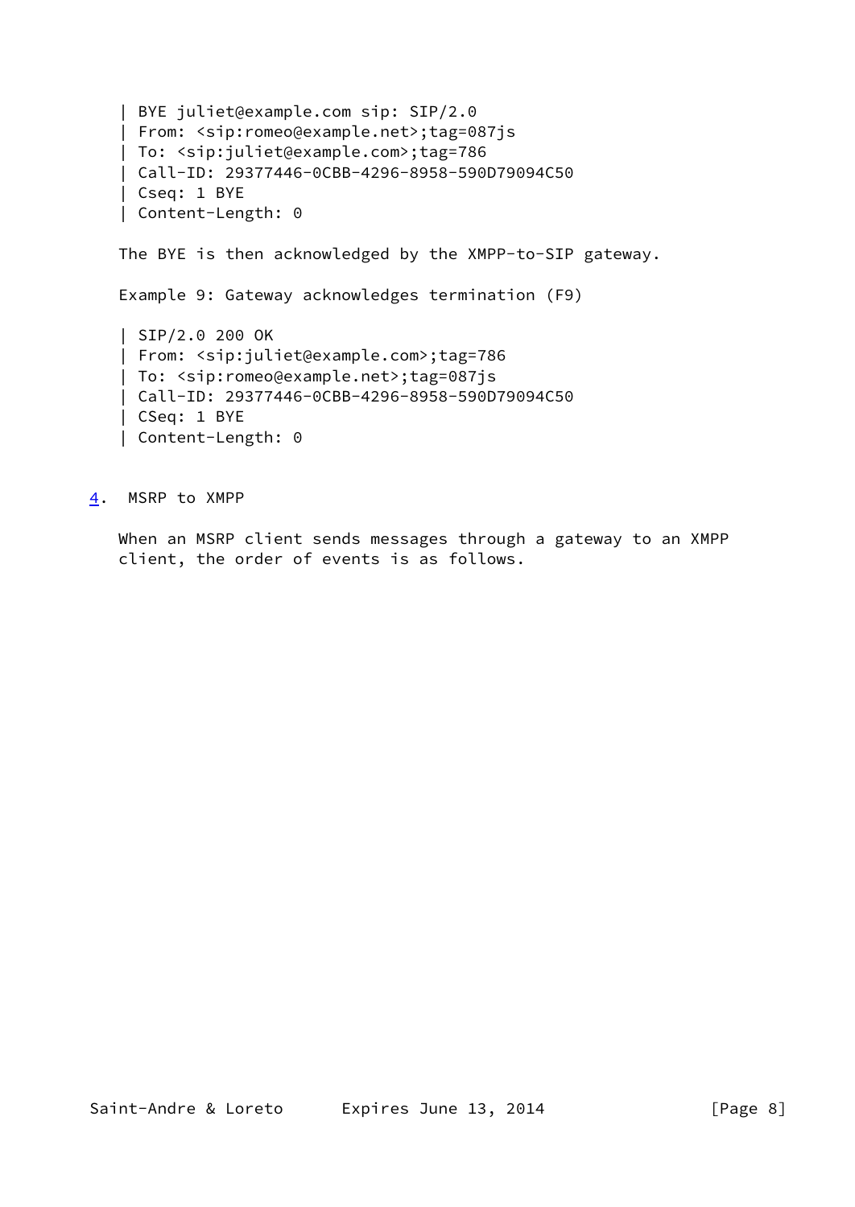```
| BYE juliet@example.com sip: SIP/2.0
| From: <sip:romeo@example.net>;tag=087js
| To: <sip:juliet@example.com>;tag=786
| Call-ID: 29377446-0CBB-4296-8958-590D79094C50
| Cseq: 1 BYE
| Content-Length: 0
```

The BYE is then acknowledged by the XMPP-to-SIP gateway.

Example 9: Gateway acknowledges termination (F9)

```
| SIP/2.0 200 OK
| From: <sip:juliet@example.com>;tag=786
| To: <sip:romeo@example.net>;tag=087js
| Call-ID: 29377446-0CBB-4296-8958-590D79094C50
| CSeq: 1 BYE
| Content-Length: 0
```

## 4. MSRP to XMPP

When an MSRP client sends messages through a gateway to an XMPP client, the order of events is as follows.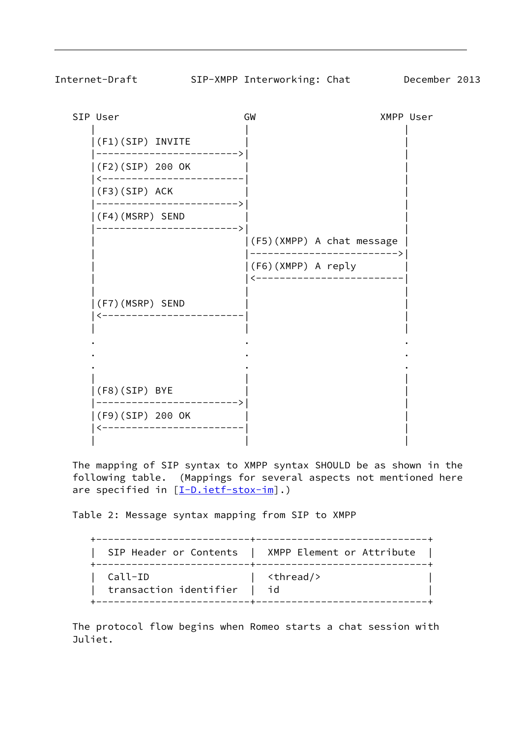```
   SIP User                     GW                   XMPP User
      |                          |                          |
      |(F1)(SIP) INVITE          |                          |
      |------------------------->|                          |
      |(F2)(SIP) 200 OK          |                          |
      |<-------------------------|                          |
      |(F3)(SIP) ACK             |                          |
      |------------------------->|                          |
      |(F4)(MSRP) SEND           |                          |
      |------------------------->|                          |
      |                          |(F5)(XMPP) A chat message |
      |                          |------------------------->|
      |                          |(F6)(XMPP) A reply        |
      |                          |<-------------------------|
      |                          |                          |
      |(F7)(MSRP) SEND           |                          |
      |<-------------------------|                          |
      |                          |                          |
      .                          .                          .
      .                          .                          .
      .                          .                          .
      |                          |                          |
      |(F8)(SIP) BYE             |                          |
      |------------------------->|                          |
      |(F9)(SIP) 200 OK          |                          |
      |<-------------------------|                          |
      |                          |                          |
```

The mapping of SIP syntax to XMPP syntax SHOULD be as shown in the following table. (Mappings for several aspects not mentioned here are specified in [I-D.ietf-stox-im].)

Table 2: Message syntax mapping from SIP to XMPP

| SIP Header or Contents | XMPP Element or Attribute |
| --- | --- |
| Call-ID | <thread/> |
| transaction identifier | id |

The protocol flow begins when Romeo starts a chat session with Juliet.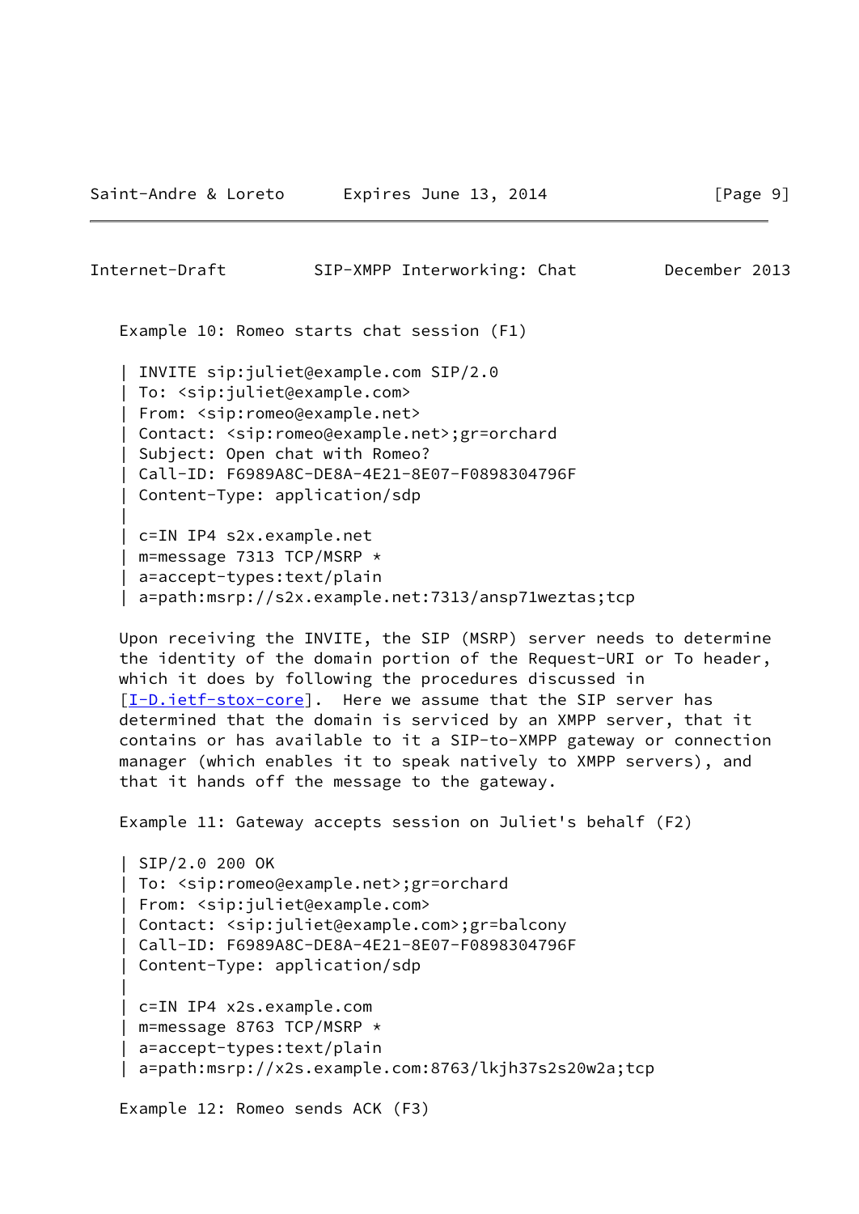Example 10: Romeo starts chat session (F1)

```
| INVITE sip:juliet@example.com SIP/2.0
| To: <sip:juliet@example.com>
| From: <sip:romeo@example.net>
| Contact: <sip:romeo@example.net>;gr=orchard
| Subject: Open chat with Romeo?
| Call-ID: F6989A8C-DE8A-4E21-8E07-F0898304796F
| Content-Type: application/sdp
|
| c=IN IP4 s2x.example.net
| m=message 7313 TCP/MSRP *
| a=accept-types:text/plain
| a=path:msrp://s2x.example.net:7313/ansp71weztas;tcp
```

Upon receiving the INVITE, the SIP (MSRP) server needs to determine the identity of the domain portion of the Request-URI or To header, which it does by following the procedures discussed in [I-D.ietf-stox-core]. Here we assume that the SIP server has determined that the domain is serviced by an XMPP server, that it contains or has available to it a SIP-to-XMPP gateway or connection manager (which enables it to speak natively to XMPP servers), and that it hands off the message to the gateway.

Example 11: Gateway accepts session on Juliet's behalf (F2)

```
| SIP/2.0 200 OK
| To: <sip:romeo@example.net>;gr=orchard
| From: <sip:juliet@example.com>
| Contact: <sip:juliet@example.com>;gr=balcony
| Call-ID: F6989A8C-DE8A-4E21-8E07-F0898304796F
| Content-Type: application/sdp
|
| c=IN IP4 x2s.example.com
| m=message 8763 TCP/MSRP *
| a=accept-types:text/plain
| a=path:msrp://x2s.example.com:8763/lkjh37s2s20w2a;tcp
```

Example 12: Romeo sends ACK (F3)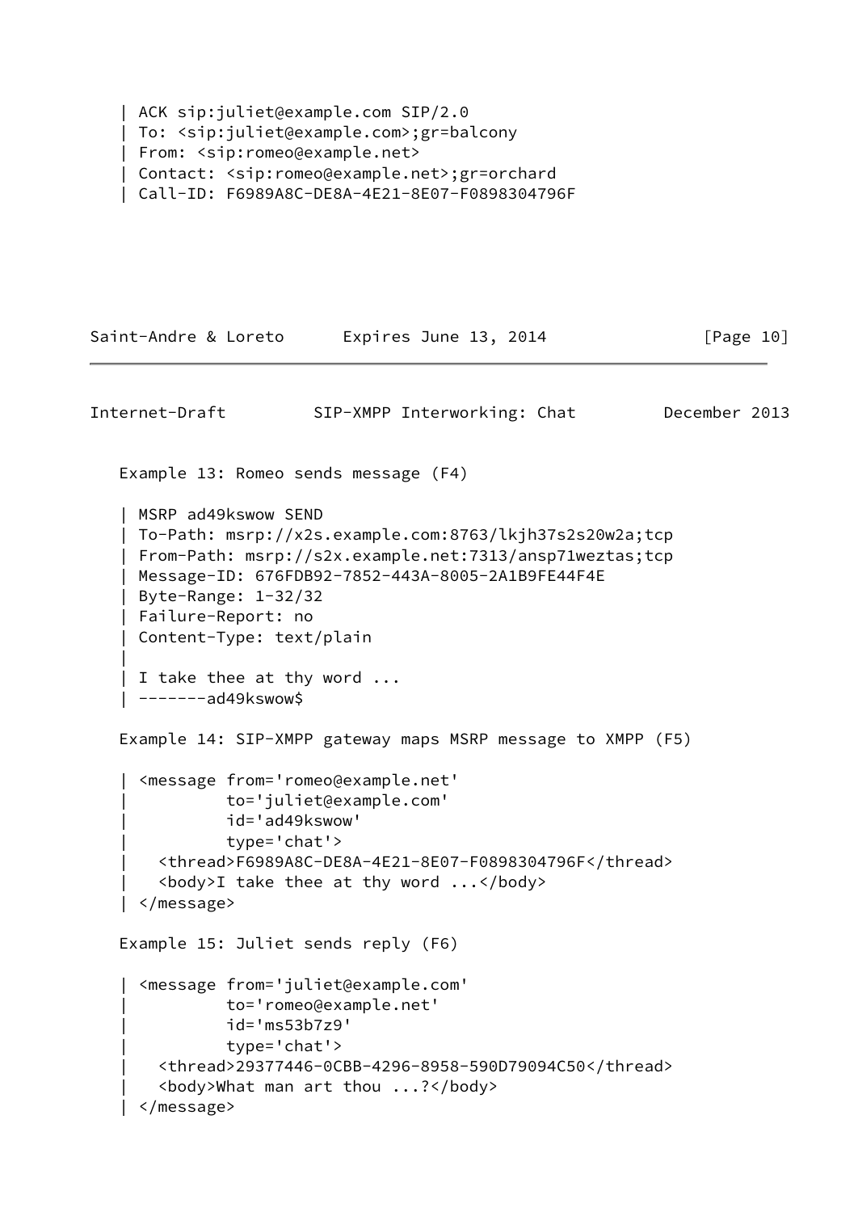```
| ACK sip:juliet@example.com SIP/2.0
| To: <sip:juliet@example.com>;gr=balcony
| From: <sip:romeo@example.net>
| Contact: <sip:romeo@example.net>;gr=orchard
| Call-ID: F6989A8C-DE8A-4E21-8E07-F0898304796F
```

Example 13: Romeo sends message (F4)

```
| MSRP ad49kswow SEND
| To-Path: msrp://x2s.example.com:8763/lkjh37s2s20w2a;tcp
| From-Path: msrp://s2x.example.net:7313/ansp71weztas;tcp
| Message-ID: 676FDB92-7852-443A-8005-2A1B9FE44F4E
| Byte-Range: 1-32/32
| Failure-Report: no
| Content-Type: text/plain
|
| I take thee at thy word ...
| -------ad49kswow$
```

Example 14: SIP-XMPP gateway maps MSRP message to XMPP (F5)

```
| <message from='romeo@example.net'
|          to='juliet@example.com'
|          id='ad49kswow'
|          type='chat'>
|   <thread>F6989A8C-DE8A-4E21-8E07-F0898304796F</thread>
|   <body>I take thee at thy word ...</body>
| </message>
```

Example 15: Juliet sends reply (F6)

```
| <message from='juliet@example.com'
|          to='romeo@example.net'
|          id='ms53b7z9'
|          type='chat'>
|   <thread>29377446-0CBB-4296-8958-590D79094C50</thread>
|   <body>What man art thou ...?</body>
| </message>
```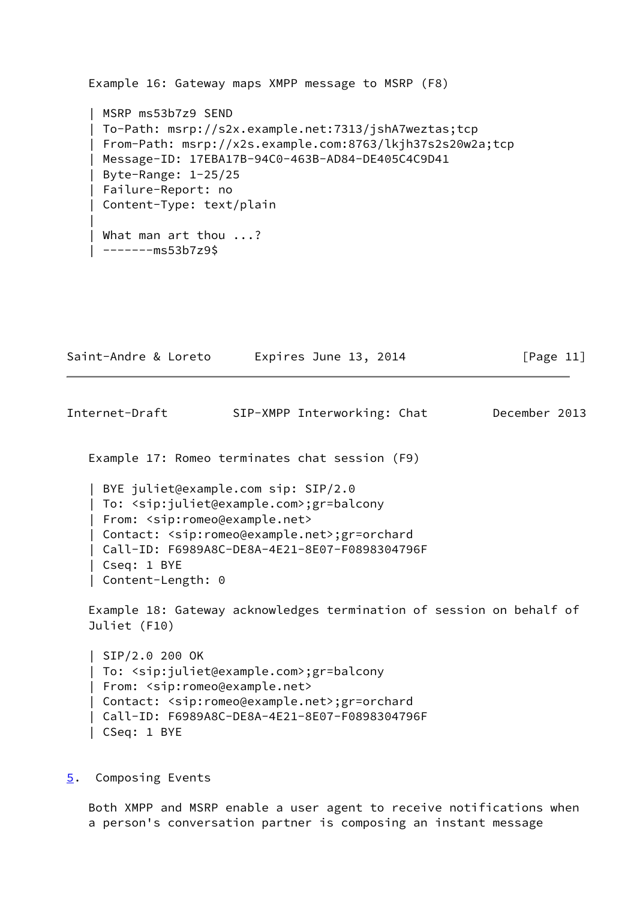Example 16: Gateway maps XMPP message to MSRP (F8)

```
| MSRP ms53b7z9 SEND
| To-Path: msrp://s2x.example.net:7313/jshA7weztas;tcp
| From-Path: msrp://x2s.example.com:8763/lkjh37s2s20w2a;tcp
| Message-ID: 17EBA17B-94C0-463B-AD84-DE405C4C9D41
| Byte-Range: 1-25/25
| Failure-Report: no
| Content-Type: text/plain
|
| What man art thou ...?
| -------ms53b7z9$
```

Example 17: Romeo terminates chat session (F9)

```
| BYE juliet@example.com sip: SIP/2.0
| To: <sip:juliet@example.com>;gr=balcony
| From: <sip:romeo@example.net>
| Contact: <sip:romeo@example.net>;gr=orchard
| Call-ID: F6989A8C-DE8A-4E21-8E07-F0898304796F
| Cseq: 1 BYE
| Content-Length: 0
```

Example 18: Gateway acknowledges termination of session on behalf of Juliet (F10)

```
| SIP/2.0 200 OK
| To: <sip:juliet@example.com>;gr=balcony
| From: <sip:romeo@example.net>
| Contact: <sip:romeo@example.net>;gr=orchard
| Call-ID: F6989A8C-DE8A-4E21-8E07-F0898304796F
| CSeq: 1 BYE
```

## 5. Composing Events

Both XMPP and MSRP enable a user agent to receive notifications when a person's conversation partner is composing an instant message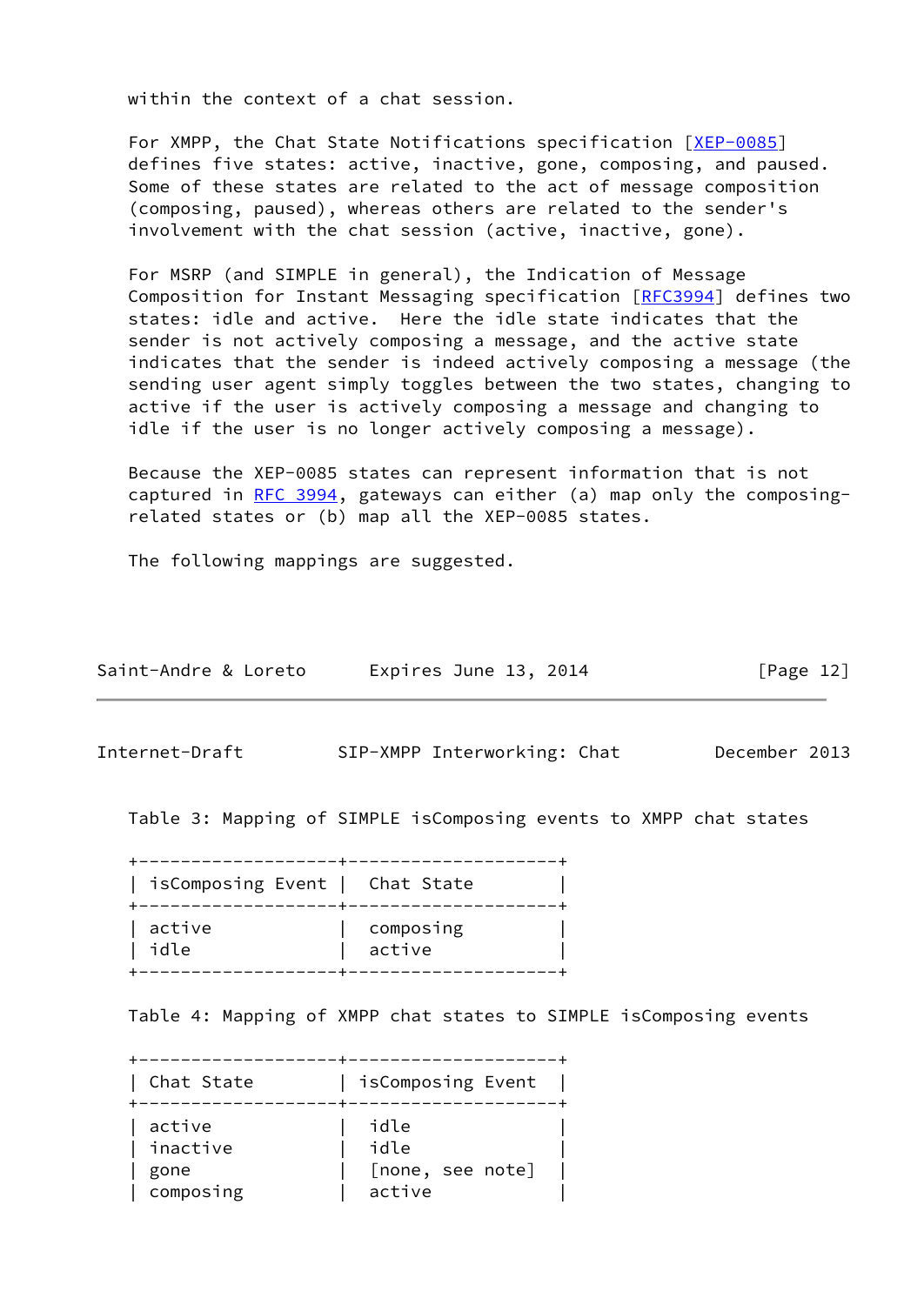within the context of a chat session.

For XMPP, the Chat State Notifications specification [XEP-0085] defines five states: active, inactive, gone, composing, and paused. Some of these states are related to the act of message composition (composing, paused), whereas others are related to the sender's involvement with the chat session (active, inactive, gone).

For MSRP (and SIMPLE in general), the Indication of Message Composition for Instant Messaging specification [RFC3994] defines two states: idle and active. Here the idle state indicates that the sender is not actively composing a message, and the active state indicates that the sender is indeed actively composing a message (the sending user agent simply toggles between the two states, changing to active if the user is actively composing a message and changing to idle if the user is no longer actively composing a message).

Because the XEP-0085 states can represent information that is not captured in RFC 3994, gateways can either (a) map only the composing-related states or (b) map all the XEP-0085 states.

The following mappings are suggested.

Table 3: Mapping of SIMPLE isComposing events to XMPP chat states

| isComposing Event | Chat State |
| --- | --- |
| active | composing |
| idle | active |

Table 4: Mapping of XMPP chat states to SIMPLE isComposing events

| Chat State | isComposing Event |
| --- | --- |
| active | idle |
| inactive | idle |
| gone | [none, see note] |
| composing | active |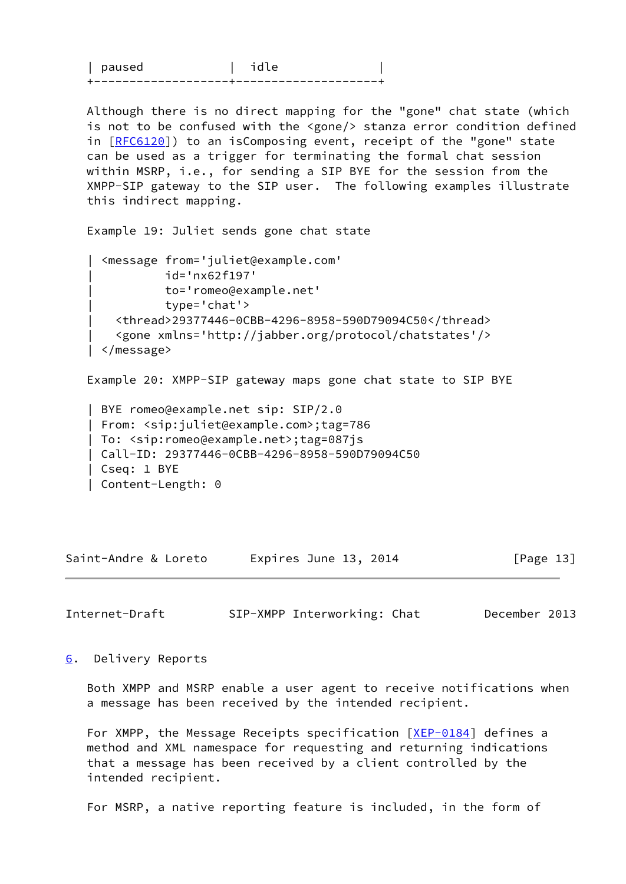| paused | idle |
|---|---|

Although there is no direct mapping for the "gone" chat state (which is not to be confused with the <gone/> stanza error condition defined in [RFC6120]) to an isComposing event, receipt of the "gone" state can be used as a trigger for terminating the formal chat session within MSRP, i.e., for sending a SIP BYE for the session from the XMPP-SIP gateway to the SIP user. The following examples illustrate this indirect mapping.

Example 19: Juliet sends gone chat state

```
| <message from='juliet@example.com'
|          id='nx62f197'
|          to='romeo@example.net'
|          type='chat'>
|   <thread>29377446-0CBB-4296-8958-590D79094C50</thread>
|   <gone xmlns='http://jabber.org/protocol/chatstates'/>
| </message>
```

Example 20: XMPP-SIP gateway maps gone chat state to SIP BYE

```
| BYE romeo@example.net sip: SIP/2.0
| From: <sip:juliet@example.com>;tag=786
| To: <sip:romeo@example.net>;tag=087js
| Call-ID: 29377446-0CBB-4296-8958-590D79094C50
| Cseq: 1 BYE
| Content-Length: 0
```

## 6. Delivery Reports

Both XMPP and MSRP enable a user agent to receive notifications when a message has been received by the intended recipient.

For XMPP, the Message Receipts specification [XEP-0184] defines a method and XML namespace for requesting and returning indications that a message has been received by a client controlled by the intended recipient.

For MSRP, a native reporting feature is included, in the form of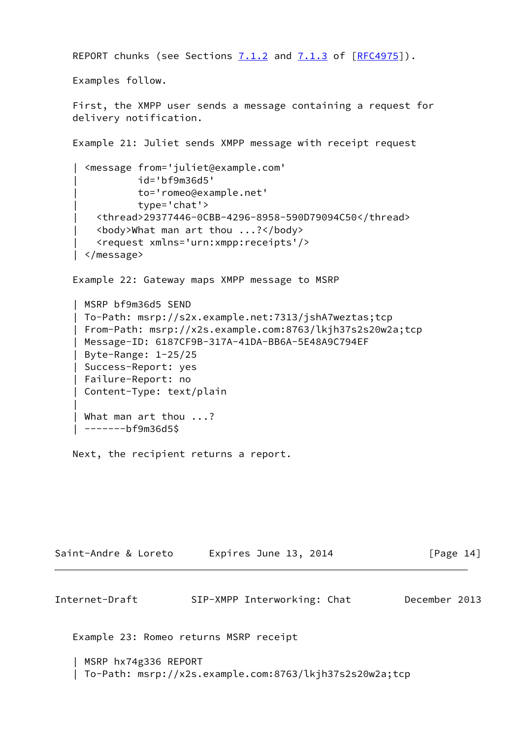REPORT chunks (see Sections 7.1.2 and 7.1.3 of [RFC4975]).

Examples follow.

First, the XMPP user sends a message containing a request for delivery notification.

Example 21: Juliet sends XMPP message with receipt request

```
| <message from='juliet@example.com'
|          id='bf9m36d5'
|          to='romeo@example.net'
|          type='chat'>
|   <thread>29377446-0CBB-4296-8958-590D79094C50</thread>
|   <body>What man art thou ...?</body>
|   <request xmlns='urn:xmpp:receipts'/>
| </message>
```

Example 22: Gateway maps XMPP message to MSRP

```
| MSRP bf9m36d5 SEND
| To-Path: msrp://s2x.example.net:7313/jshA7weztas;tcp
| From-Path: msrp://x2s.example.com:8763/lkjh37s2s20w2a;tcp
| Message-ID: 6187CF9B-317A-41DA-BB6A-5E48A9C794EF
| Byte-Range: 1-25/25
| Success-Report: yes
| Failure-Report: no
| Content-Type: text/plain
|
| What man art thou ...?
| -------bf9m36d5$
```

Next, the recipient returns a report.

Example 23: Romeo returns MSRP receipt

```
| MSRP hx74g336 REPORT
| To-Path: msrp://x2s.example.com:8763/lkjh37s2s20w2a;tcp
```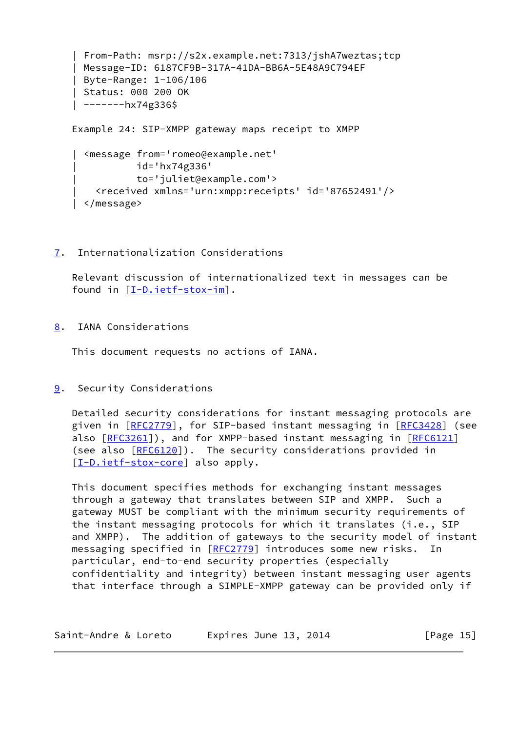```
| From-Path: msrp://s2x.example.net:7313/jshA7weztas;tcp
| Message-ID: 6187CF9B-317A-41DA-BB6A-5E48A9C794EF
| Byte-Range: 1-106/106
| Status: 000 200 OK
| -------hx74g336$
```

Example 24: SIP-XMPP gateway maps receipt to XMPP

```
| <message from='romeo@example.net'
|          id='hx74g336'
|          to='juliet@example.com'>
|   <received xmlns='urn:xmpp:receipts' id='87652491'/>
| </message>
```

## 7. Internationalization Considerations

Relevant discussion of internationalized text in messages can be found in [I-D.ietf-stox-im].

## 8. IANA Considerations

This document requests no actions of IANA.

## 9. Security Considerations

Detailed security considerations for instant messaging protocols are given in [RFC2779], for SIP-based instant messaging in [RFC3428] (see also [RFC3261]), and for XMPP-based instant messaging in [RFC6121] (see also [RFC6120]). The security considerations provided in [I-D.ietf-stox-core] also apply.

This document specifies methods for exchanging instant messages through a gateway that translates between SIP and XMPP. Such a gateway MUST be compliant with the minimum security requirements of the instant messaging protocols for which it translates (i.e., SIP and XMPP). The addition of gateways to the security model of instant messaging specified in [RFC2779] introduces some new risks. In particular, end-to-end security properties (especially confidentiality and integrity) between instant messaging user agents that interface through a SIMPLE-XMPP gateway can be provided only if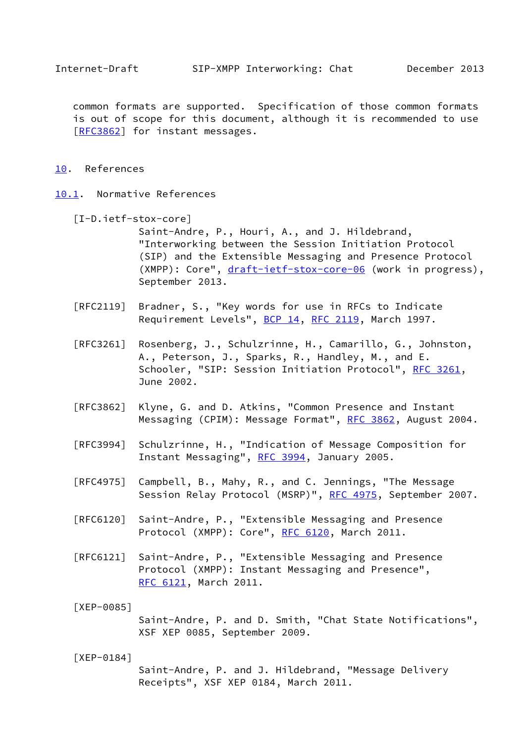common formats are supported. Specification of those common formats is out of scope for this document, although it is recommended to use [RFC3862] for instant messages.

# 10. References

## 10.1. Normative References

[I-D.ietf-stox-core]
Saint-Andre, P., Houri, A., and J. Hildebrand, "Interworking between the Session Initiation Protocol (SIP) and the Extensible Messaging and Presence Protocol (XMPP): Core", draft-ietf-stox-core-06 (work in progress), September 2013.

[RFC2119] Bradner, S., "Key words for use in RFCs to Indicate Requirement Levels", BCP 14, RFC 2119, March 1997.

[RFC3261] Rosenberg, J., Schulzrinne, H., Camarillo, G., Johnston, A., Peterson, J., Sparks, R., Handley, M., and E. Schooler, "SIP: Session Initiation Protocol", RFC 3261, June 2002.

[RFC3862] Klyne, G. and D. Atkins, "Common Presence and Instant Messaging (CPIM): Message Format", RFC 3862, August 2004.

[RFC3994] Schulzrinne, H., "Indication of Message Composition for Instant Messaging", RFC 3994, January 2005.

[RFC4975] Campbell, B., Mahy, R., and C. Jennings, "The Message Session Relay Protocol (MSRP)", RFC 4975, September 2007.

[RFC6120] Saint-Andre, P., "Extensible Messaging and Presence Protocol (XMPP): Core", RFC 6120, March 2011.

[RFC6121] Saint-Andre, P., "Extensible Messaging and Presence Protocol (XMPP): Instant Messaging and Presence", RFC 6121, March 2011.

[XEP-0085]
Saint-Andre, P. and D. Smith, "Chat State Notifications", XSF XEP 0085, September 2009.

[XEP-0184]
Saint-Andre, P. and J. Hildebrand, "Message Delivery Receipts", XSF XEP 0184, March 2011.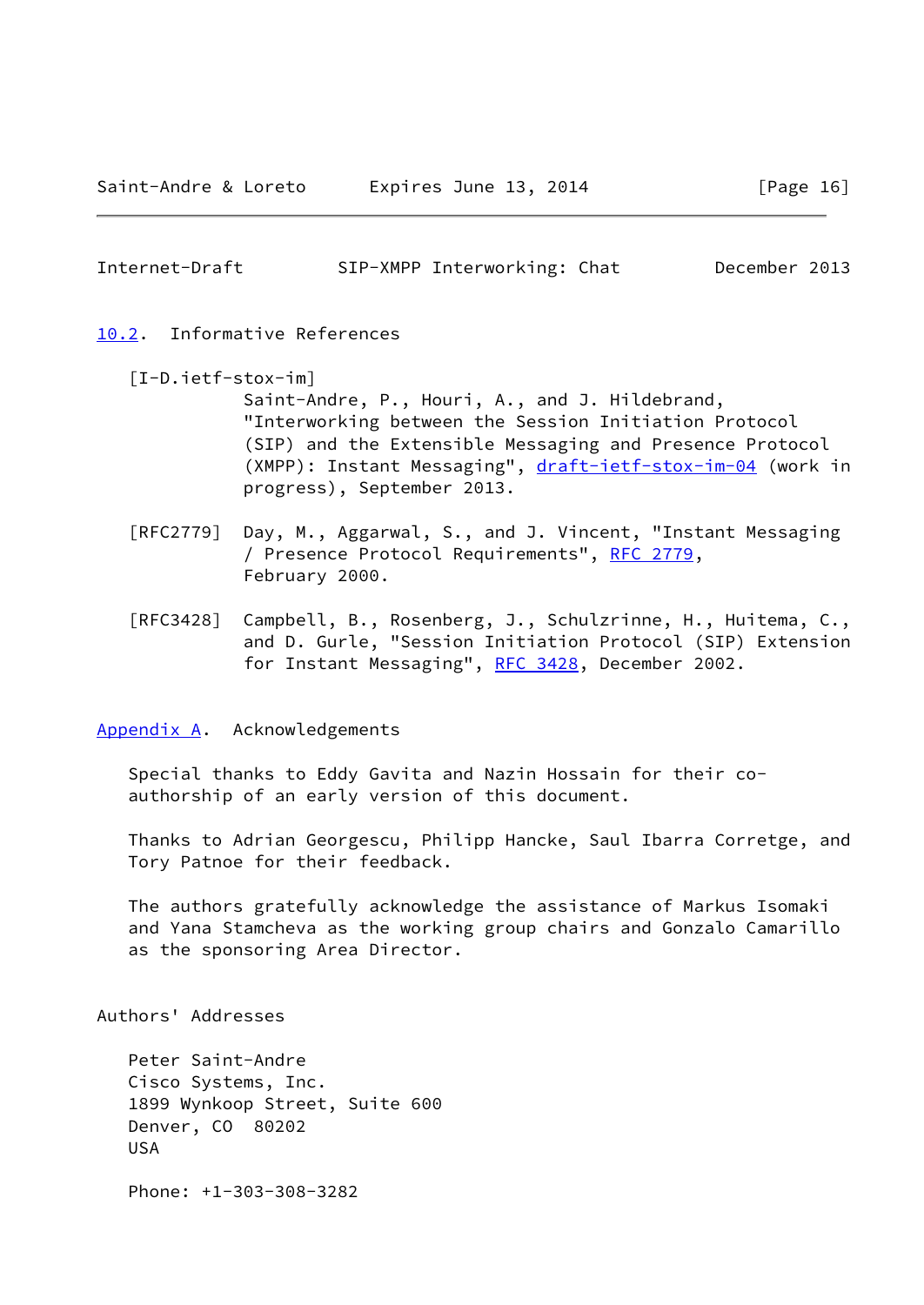### 10.2. Informative References

[I-D.ietf-stox-im]
Saint-Andre, P., Houri, A., and J. Hildebrand, "Interworking between the Session Initiation Protocol (SIP) and the Extensible Messaging and Presence Protocol (XMPP): Instant Messaging", draft-ietf-stox-im-04 (work in progress), September 2013.

[RFC2779] Day, M., Aggarwal, S., and J. Vincent, "Instant Messaging / Presence Protocol Requirements", RFC 2779, February 2000.

[RFC3428] Campbell, B., Rosenberg, J., Schulzrinne, H., Huitema, C., and D. Gurle, "Session Initiation Protocol (SIP) Extension for Instant Messaging", RFC 3428, December 2002.

## Appendix A. Acknowledgements

Special thanks to Eddy Gavita and Nazin Hossain for their co-authorship of an early version of this document.

Thanks to Adrian Georgescu, Philipp Hancke, Saul Ibarra Corretge, and Tory Patnoe for their feedback.

The authors gratefully acknowledge the assistance of Markus Isomaki and Yana Stamcheva as the working group chairs and Gonzalo Camarillo as the sponsoring Area Director.

## Authors' Addresses

Peter Saint-Andre
Cisco Systems, Inc.
1899 Wynkoop Street, Suite 600
Denver, CO 80202
USA

Phone: +1-303-308-3282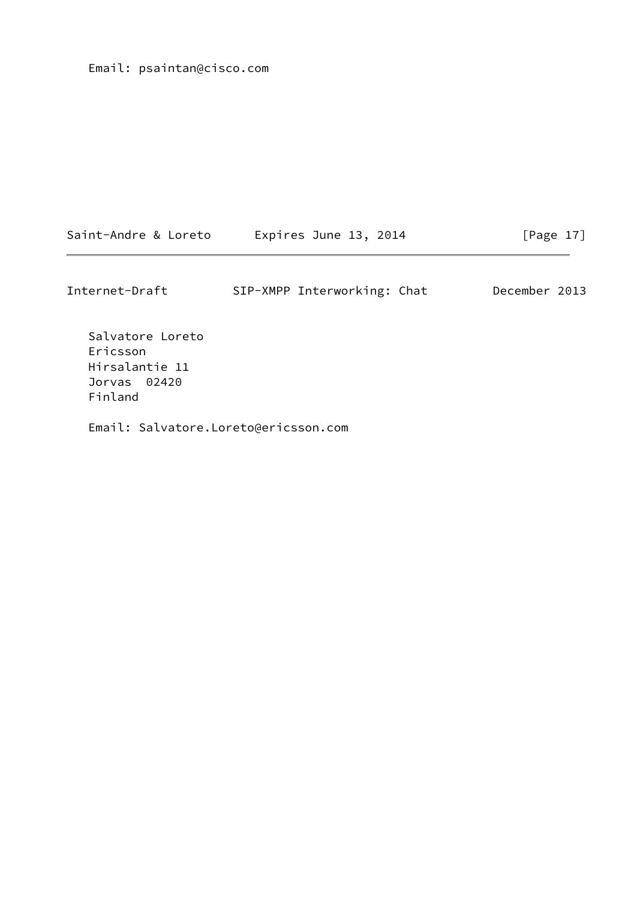Email: psaintan@cisco.com

Salvatore Loreto
Ericsson
Hirsalantie 11
Jorvas  02420
Finland

Email: Salvatore.Loreto@ericsson.com